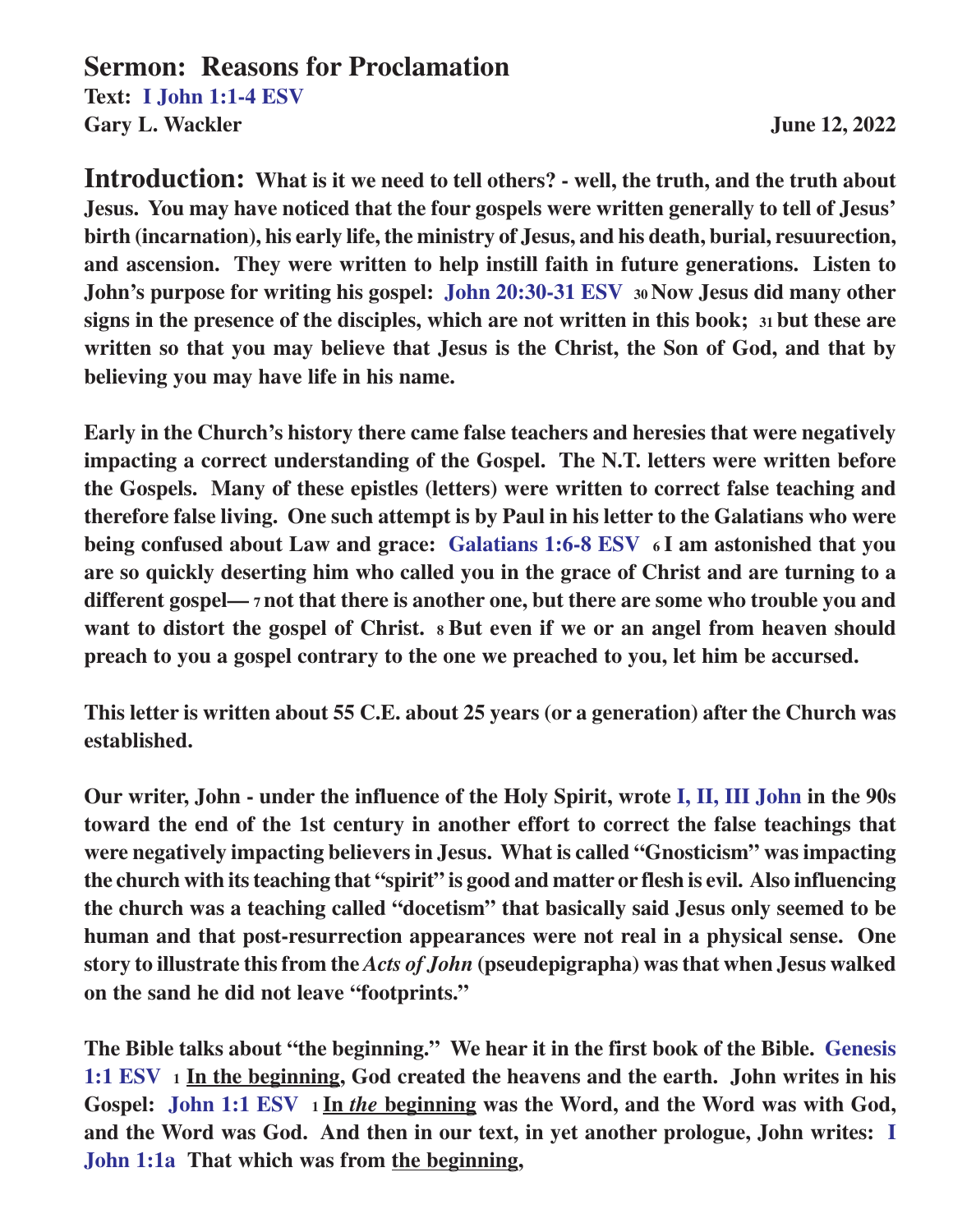# Sermon: Reasons for Proclamation

**Text: I John 1:1-4 ESV**

**Gary L. Wackler** **June 12, 2022**

**Introduction: What is it we need to tell others? - well, the truth, and the truth about Jesus. You may have noticed that the four gospels were written generally to tell of Jesus' birth (incarnation), his early life, the ministry of Jesus, and his death, burial, resuurection, and ascension. They were written to help instill faith in future generations. Listen to John's purpose for writing his gospel: John 20:30-31 ESV 30 Now Jesus did many other signs in the presence of the disciples, which are not written in this book; 31 but these are written so that you may believe that Jesus is the Christ, the Son of God, and that by believing you may have life in his name.**

**Early in the Church's history there came false teachers and heresies that were negatively impacting a correct understanding of the Gospel. The N.T. letters were written before the Gospels. Many of these epistles (letters) were written to correct false teaching and therefore false living. One such attempt is by Paul in his letter to the Galatians who were being confused about Law and grace: Galatians 1:6-8 ESV 6 I am astonished that you are so quickly deserting him who called you in the grace of Christ and are turning to a different gospel— 7 not that there is another one, but there are some who trouble you and want to distort the gospel of Christ. 8 But even if we or an angel from heaven should preach to you a gospel contrary to the one we preached to you, let him be accursed.**

**This letter is written about 55 C.E. about 25 years (or a generation) after the Church was established.**

**Our writer, John - under the influence of the Holy Spirit, wrote I, II, III John in the 90s toward the end of the 1st century in another effort to correct the false teachings that were negatively impacting believers in Jesus. What is called "Gnosticism" was impacting the church with its teaching that "spirit" is good and matter or flesh is evil. Also influencing the church was a teaching called "docetism" that basically said Jesus only seemed to be human and that post-resurrection appearances were not real in a physical sense. One story to illustrate this from the *Acts of John* (pseudepigrapha) was that when Jesus walked on the sand he did not leave "footprints."**

**The Bible talks about "the beginning." We hear it in the first book of the Bible. Genesis 1:1 ESV 1 <u>In the beginning</u>, God created the heavens and the earth. John writes in his Gospel: John 1:1 ESV 1 <u>In *the* beginning</u> was the Word, and the Word was with God, and the Word was God. And then in our text, in yet another prologue, John writes: I John 1:1a That which was from <u>the beginning</u>,**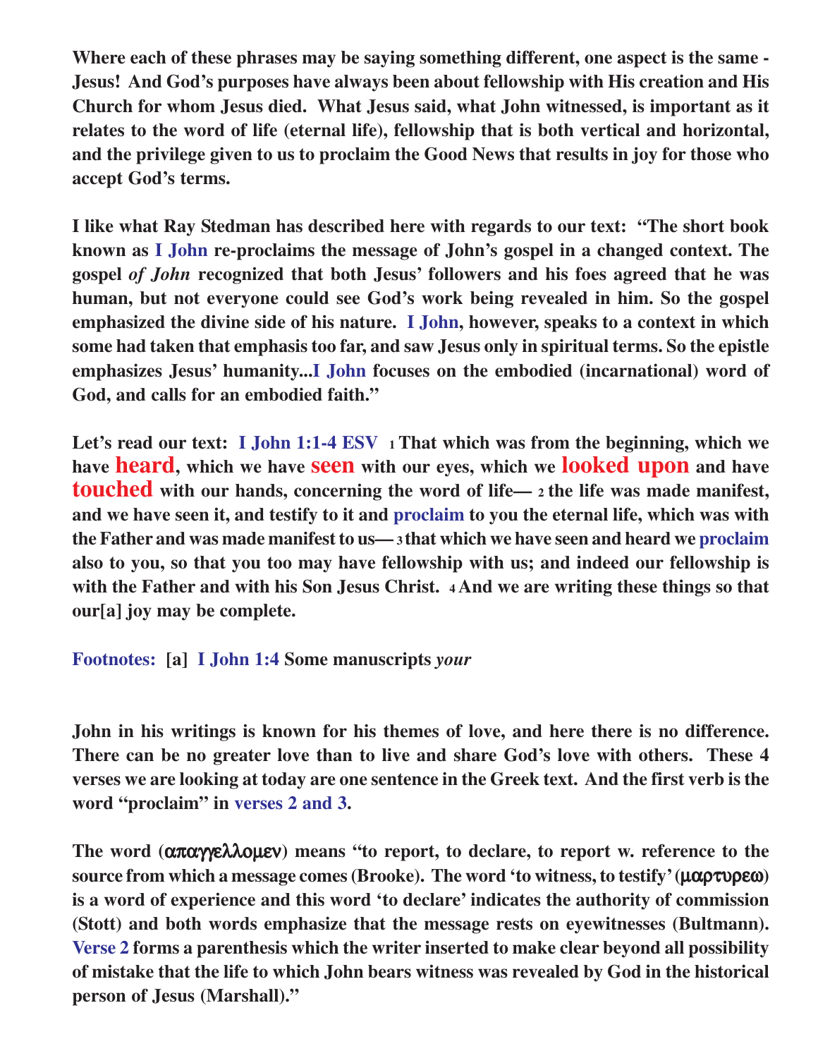**Where each of these phrases may be saying something different, one aspect is the same - Jesus! And God's purposes have always been about fellowship with His creation and His Church for whom Jesus died. What Jesus said, what John witnessed, is important as it relates to the word of life (eternal life), fellowship that is both vertical and horizontal, and the privilege given to us to proclaim the Good News that results in joy for those who accept God's terms.**

**I like what Ray Stedman has described here with regards to our text: "The short book known as I John re-proclaims the message of John's gospel in a changed context. The gospel *of John* recognized that both Jesus' followers and his foes agreed that he was human, but not everyone could see God's work being revealed in him. So the gospel emphasized the divine side of his nature. I John, however, speaks to a context in which some had taken that emphasis too far, and saw Jesus only in spiritual terms. So the epistle emphasizes Jesus' humanity...I John focuses on the embodied (incarnational) word of God, and calls for an embodied faith."**

**Let's read our text: I John 1:1-4 ESV [1] That which was from the beginning, which we have heard, which we have seen with our eyes, which we looked upon and have touched with our hands, concerning the word of life— [2] the life was made manifest, and we have seen it, and testify to it and proclaim to you the eternal life, which was with the Father and was made manifest to us— [3] that which we have seen and heard we proclaim also to you, so that you too may have fellowship with us; and indeed our fellowship is with the Father and with his Son Jesus Christ. [4] And we are writing these things so that our[a] joy may be complete.**

**Footnotes: [a] I John 1:4 Some manuscripts *your***

**John in his writings is known for his themes of love, and here there is no difference. There can be no greater love than to live and share God's love with others. These 4 verses we are looking at today are one sentence in the Greek text. And the first verb is the word "proclaim" in verses 2 and 3.**

**The word (απαγγελλομεν) means "to report, to declare, to report w. reference to the source from which a message comes (Brooke). The word 'to witness, to testify' (μαρτυρεω) is a word of experience and this word 'to declare' indicates the authority of commission (Stott) and both words emphasize that the message rests on eyewitnesses (Bultmann). Verse 2 forms a parenthesis which the writer inserted to make clear beyond all possibility of mistake that the life to which John bears witness was revealed by God in the historical person of Jesus (Marshall)."**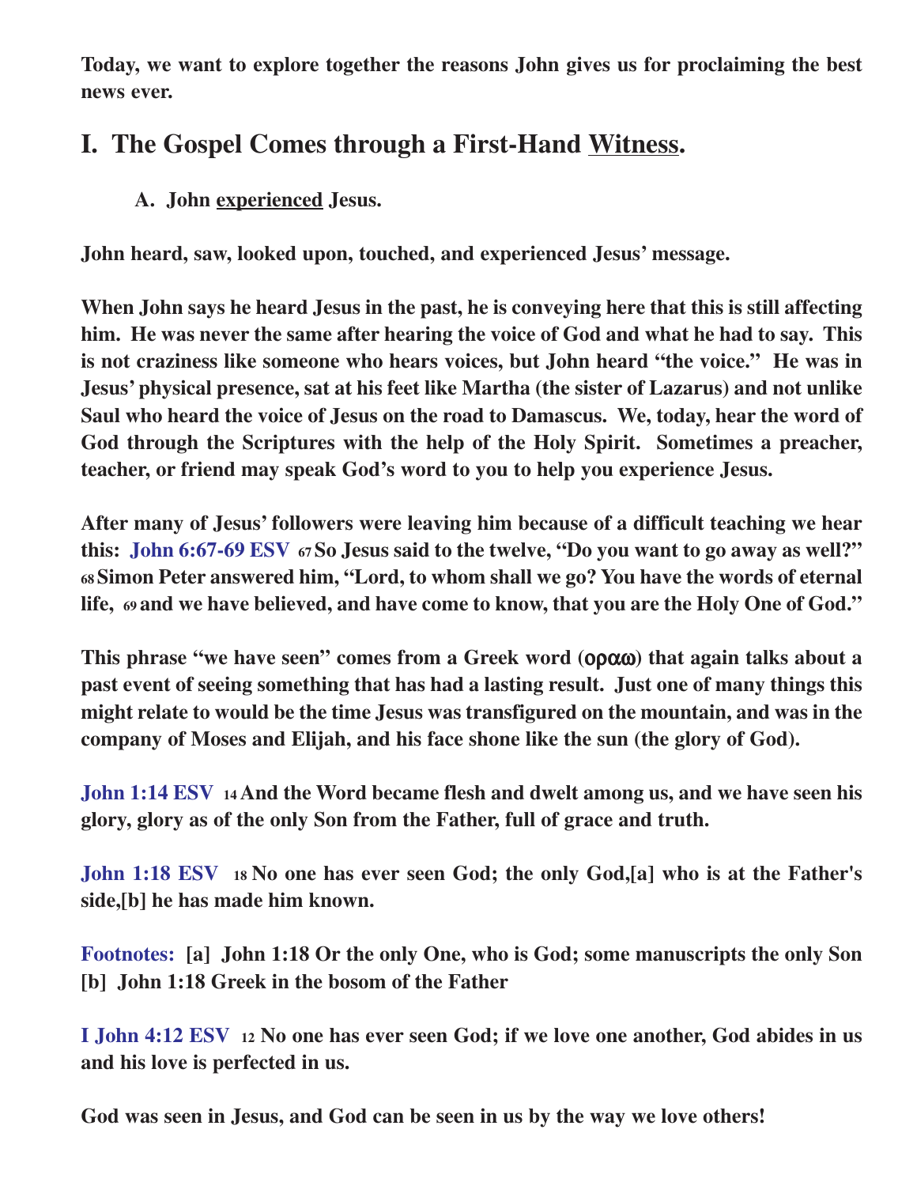**Today, we want to explore together the reasons John gives us for proclaiming the best news ever.**

## I. The Gospel Comes through a First-Hand <u>Witness</u>.

### A. John <u>experienced</u> Jesus.

**John heard, saw, looked upon, touched, and experienced Jesus' message.**

**When John says he heard Jesus in the past, he is conveying here that this is still affecting him. He was never the same after hearing the voice of God and what he had to say. This is not craziness like someone who hears voices, but John heard "the voice." He was in Jesus' physical presence, sat at his feet like Martha (the sister of Lazarus) and not unlike Saul who heard the voice of Jesus on the road to Damascus. We, today, hear the word of God through the Scriptures with the help of the Holy Spirit. Sometimes a preacher, teacher, or friend may speak God's word to you to help you experience Jesus.**

**After many of Jesus' followers were leaving him because of a difficult teaching we hear this: John 6:67-69 ESV 67 So Jesus said to the twelve, "Do you want to go away as well?" 68 Simon Peter answered him, "Lord, to whom shall we go? You have the words of eternal life, 69 and we have believed, and have come to know, that you are the Holy One of God."**

**This phrase "we have seen" comes from a Greek word (οραω) that again talks about a past event of seeing something that has had a lasting result. Just one of many things this might relate to would be the time Jesus was transfigured on the mountain, and was in the company of Moses and Elijah, and his face shone like the sun (the glory of God).**

**John 1:14 ESV 14 And the Word became flesh and dwelt among us, and we have seen his glory, glory as of the only Son from the Father, full of grace and truth.**

**John 1:18 ESV 18 No one has ever seen God; the only God,[a] who is at the Father's side,[b] he has made him known.**

**Footnotes: [a] John 1:18 Or the only One, who is God; some manuscripts the only Son [b] John 1:18 Greek in the bosom of the Father**

**I John 4:12 ESV 12 No one has ever seen God; if we love one another, God abides in us and his love is perfected in us.**

**God was seen in Jesus, and God can be seen in us by the way we love others!**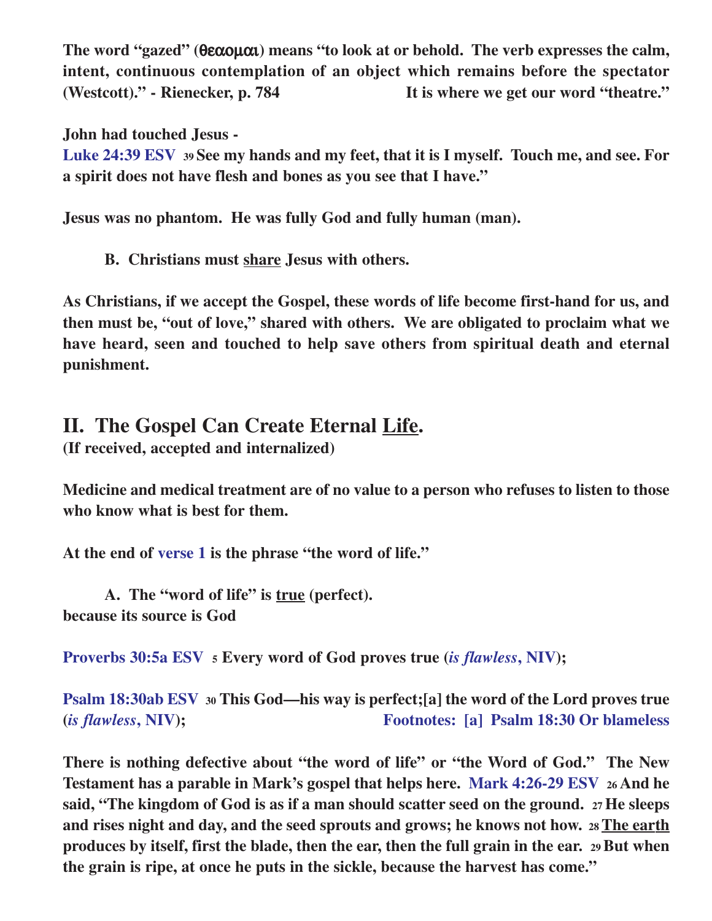**The word "gazed" (θεαομαι) means "to look at or behold. The verb expresses the calm, intent, continuous contemplation of an object which remains before the spectator (Westcott)." - Rienecker, p. 784 It is where we get our word "theatre."**

**John had touched Jesus -**
**Luke 24:39 ESV 39 See my hands and my feet, that it is I myself. Touch me, and see. For a spirit does not have flesh and bones as you see that I have."**

**Jesus was no phantom. He was fully God and fully human (man).**

**B. Christians must <u>share</u> Jesus with others.**

**As Christians, if we accept the Gospel, these words of life become first-hand for us, and then must be, "out of love," shared with others. We are obligated to proclaim what we have heard, seen and touched to help save others from spiritual death and eternal punishment.**

## II. The Gospel Can Create Eternal <u>Life</u>.

**(If received, accepted and internalized)**

**Medicine and medical treatment are of no value to a person who refuses to listen to those who know what is best for them.**

**At the end of verse 1 is the phrase "the word of life."**

**A. The "word of life" is <u>true</u> (perfect).**
**because its source is God**

**Proverbs 30:5a ESV 5 Every word of God proves true (*is flawless*, NIV);**

**Psalm 18:30ab ESV 30 This God—his way is perfect;[a] the word of the Lord proves true (*is flawless*, NIV); Footnotes: [a] Psalm 18:30 Or blameless**

**There is nothing defective about "the word of life" or "the Word of God." The New Testament has a parable in Mark's gospel that helps here. Mark 4:26-29 ESV 26 And he said, "The kingdom of God is as if a man should scatter seed on the ground. 27 He sleeps and rises night and day, and the seed sprouts and grows; he knows not how. 28 <u>The earth</u> produces by itself, first the blade, then the ear, then the full grain in the ear. 29 But when the grain is ripe, at once he puts in the sickle, because the harvest has come."**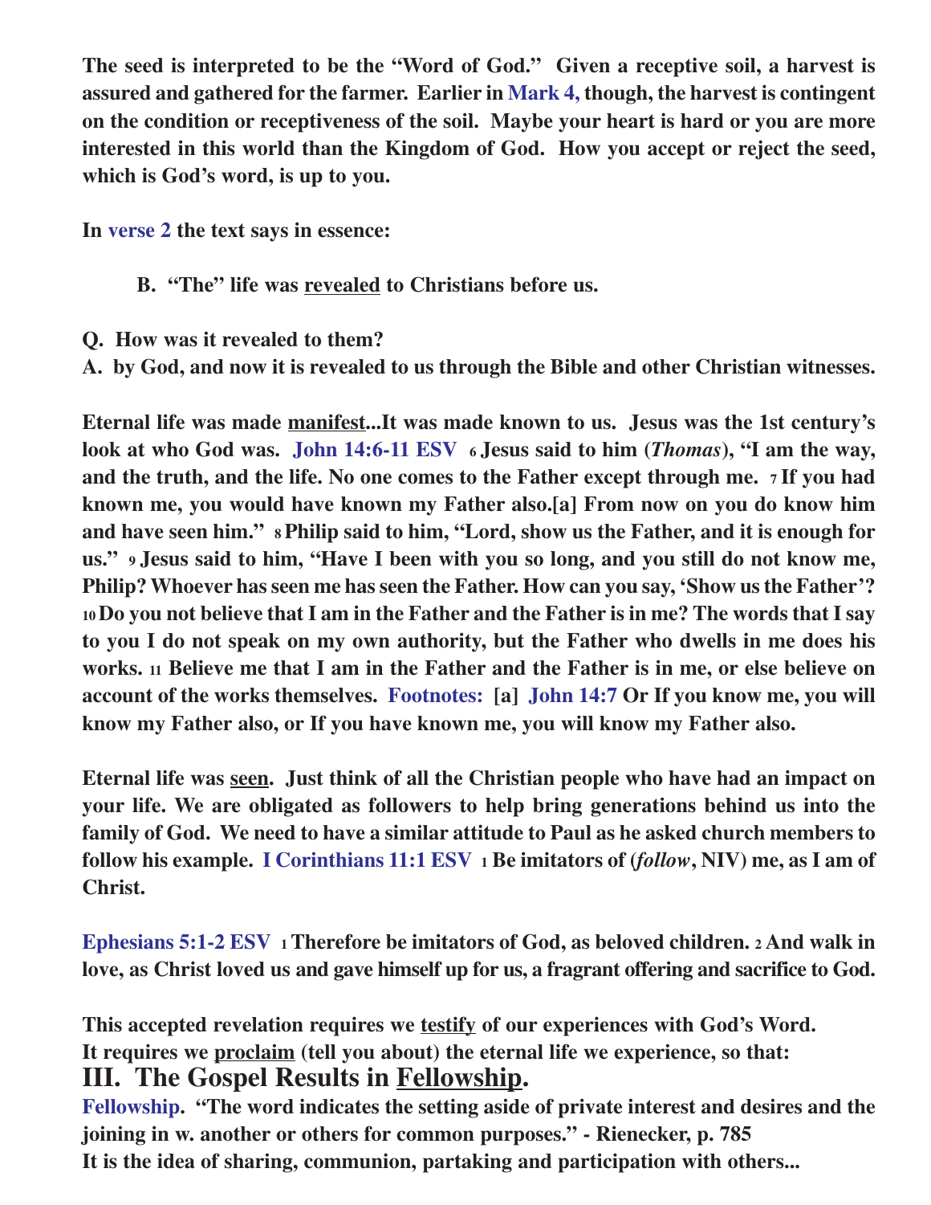**The seed is interpreted to be the "Word of God." Given a receptive soil, a harvest is assured and gathered for the farmer. Earlier in Mark 4, though, the harvest is contingent on the condition or receptiveness of the soil. Maybe your heart is hard or you are more interested in this world than the Kingdom of God. How you accept or reject the seed, which is God's word, is up to you.**

**In verse 2 the text says in essence:**

**B. "The" life was <u>revealed</u> to Christians before us.**

**Q. How was it revealed to them?**
**A. by God, and now it is revealed to us through the Bible and other Christian witnesses.**

**Eternal life was made <u>manifest</u>...It was made known to us. Jesus was the 1st century's look at who God was. John 14:6-11 ESV [6] Jesus said to him (*Thomas*), "I am the way, and the truth, and the life. No one comes to the Father except through me. [7] If you had known me, you would have known my Father also.[a] From now on you do know him and have seen him." [8] Philip said to him, "Lord, show us the Father, and it is enough for us." [9] Jesus said to him, "Have I been with you so long, and you still do not know me, Philip? Whoever has seen me has seen the Father. How can you say, 'Show us the Father'? [10] Do you not believe that I am in the Father and the Father is in me? The words that I say to you I do not speak on my own authority, but the Father who dwells in me does his works. [11] Believe me that I am in the Father and the Father is in me, or else believe on account of the works themselves. Footnotes: [a] John 14:7 Or If you know me, you will know my Father also, or If you have known me, you will know my Father also.**

**Eternal life was <u>seen</u>. Just think of all the Christian people who have had an impact on your life. We are obligated as followers to help bring generations behind us into the family of God. We need to have a similar attitude to Paul as he asked church members to follow his example. I Corinthians 11:1 ESV [1] Be imitators of (*follow*, NIV) me, as I am of Christ.**

**Ephesians 5:1-2 ESV [1] Therefore be imitators of God, as beloved children. [2] And walk in love, as Christ loved us and gave himself up for us, a fragrant offering and sacrifice to God.**

**This accepted revelation requires we <u>testify</u> of our experiences with God's Word.**
**It requires we <u>proclaim</u> (tell you about) the eternal life we experience, so that:**

## III. The Gospel Results in <u>Fellowship</u>.

**Fellowship. "The word indicates the setting aside of private interest and desires and the joining in w. another or others for common purposes." - Rienecker, p. 785**
**It is the idea of sharing, communion, partaking and participation with others...**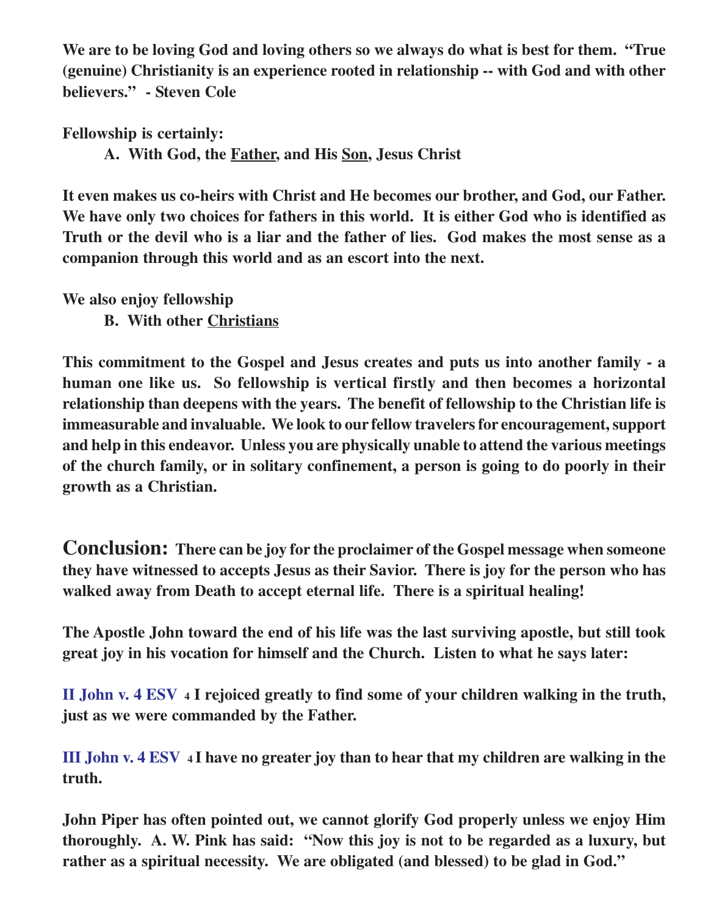**We are to be loving God and loving others so we always do what is best for them. "True (genuine) Christianity is an experience rooted in relationship -- with God and with other believers." - Steven Cole**

**Fellowship is certainly:**

**A. With God, the <u>Father</u>, and His <u>Son</u>, Jesus Christ**

**It even makes us co-heirs with Christ and He becomes our brother, and God, our Father. We have only two choices for fathers in this world. It is either God who is identified as Truth or the devil who is a liar and the father of lies. God makes the most sense as a companion through this world and as an escort into the next.**

**We also enjoy fellowship**

**B. With other <u>Christians</u>**

**This commitment to the Gospel and Jesus creates and puts us into another family - a human one like us. So fellowship is vertical firstly and then becomes a horizontal relationship than deepens with the years. The benefit of fellowship to the Christian life is immeasurable and invaluable. We look to our fellow travelers for encouragement, support and help in this endeavor. Unless you are physically unable to attend the various meetings of the church family, or in solitary confinement, a person is going to do poorly in their growth as a Christian.**

## Conclusion: **There can be joy for the proclaimer of the Gospel message when someone they have witnessed to accepts Jesus as their Savior. There is joy for the person who has walked away from Death to accept eternal life. There is a spiritual healing!**

**The Apostle John toward the end of his life was the last surviving apostle, but still took great joy in his vocation for himself and the Church. Listen to what he says later:**

**II John v. 4 ESV** **4 I rejoiced greatly to find some of your children walking in the truth, just as we were commanded by the Father.**

**III John v. 4 ESV** **4 I have no greater joy than to hear that my children are walking in the truth.**

**John Piper has often pointed out, we cannot glorify God properly unless we enjoy Him thoroughly. A. W. Pink has said: "Now this joy is not to be regarded as a luxury, but rather as a spiritual necessity. We are obligated (and blessed) to be glad in God."**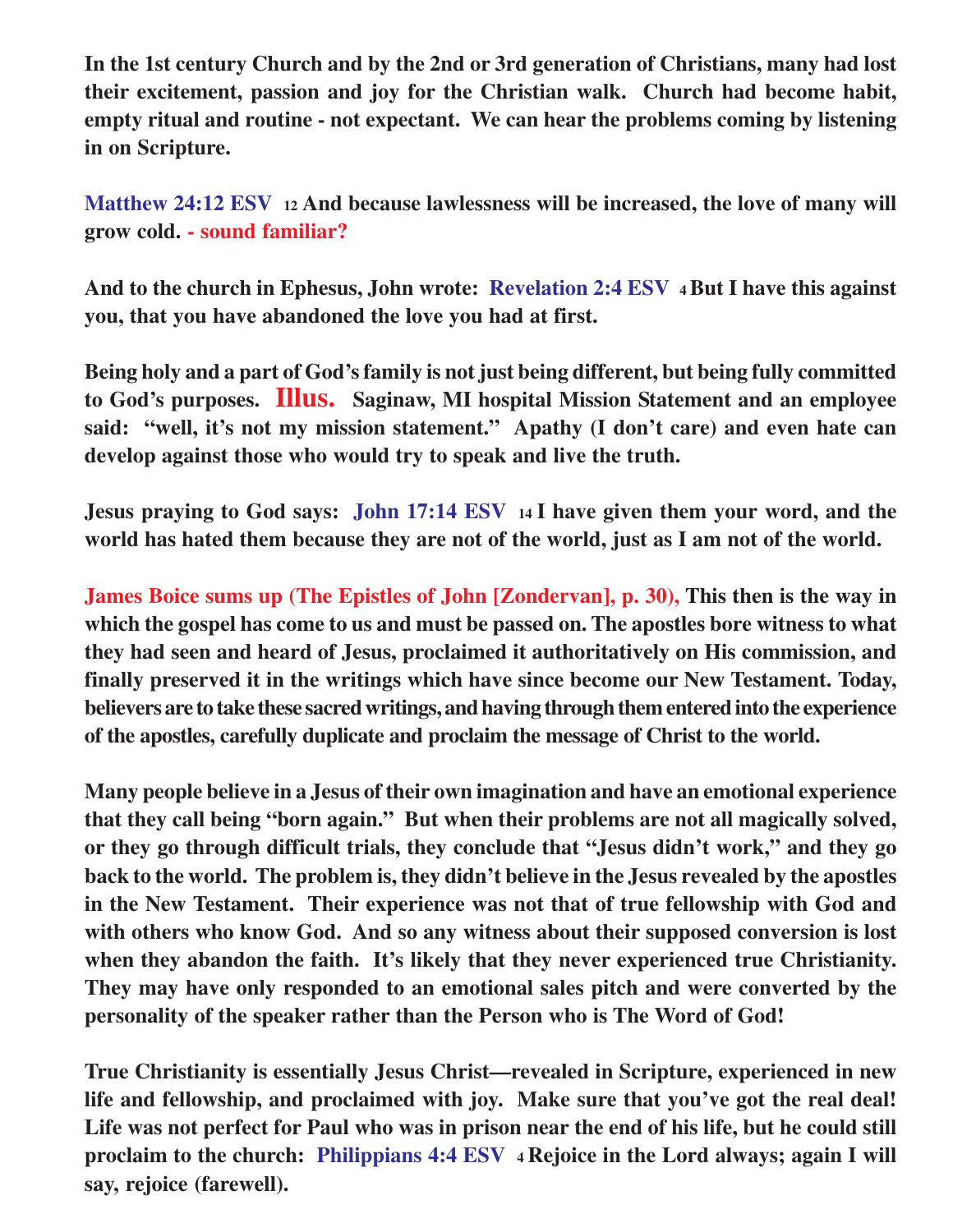**In the 1st century Church and by the 2nd or 3rd generation of Christians, many had lost their excitement, passion and joy for the Christian walk. Church had become habit, empty ritual and routine - not expectant. We can hear the problems coming by listening in on Scripture.**

**Matthew 24:12 ESV 12 And because lawlessness will be increased, the love of many will grow cold. - sound familiar?**

**And to the church in Ephesus, John wrote: Revelation 2:4 ESV 4 But I have this against you, that you have abandoned the love you had at first.**

**Being holy and a part of God's family is not just being different, but being fully committed to God's purposes. Illus. Saginaw, MI hospital Mission Statement and an employee said: "well, it's not my mission statement." Apathy (I don't care) and even hate can develop against those who would try to speak and live the truth.**

**Jesus praying to God says: John 17:14 ESV 14 I have given them your word, and the world has hated them because they are not of the world, just as I am not of the world.**

**James Boice sums up (The Epistles of John [Zondervan], p. 30), This then is the way in which the gospel has come to us and must be passed on. The apostles bore witness to what they had seen and heard of Jesus, proclaimed it authoritatively on His commission, and finally preserved it in the writings which have since become our New Testament. Today, believers are to take these sacred writings, and having through them entered into the experience of the apostles, carefully duplicate and proclaim the message of Christ to the world.**

**Many people believe in a Jesus of their own imagination and have an emotional experience that they call being "born again." But when their problems are not all magically solved, or they go through difficult trials, they conclude that "Jesus didn't work," and they go back to the world. The problem is, they didn't believe in the Jesus revealed by the apostles in the New Testament. Their experience was not that of true fellowship with God and with others who know God. And so any witness about their supposed conversion is lost when they abandon the faith. It's likely that they never experienced true Christianity. They may have only responded to an emotional sales pitch and were converted by the personality of the speaker rather than the Person who is The Word of God!**

**True Christianity is essentially Jesus Christ—revealed in Scripture, experienced in new life and fellowship, and proclaimed with joy. Make sure that you've got the real deal! Life was not perfect for Paul who was in prison near the end of his life, but he could still proclaim to the church: Philippians 4:4 ESV 4 Rejoice in the Lord always; again I will say, rejoice (farewell).**